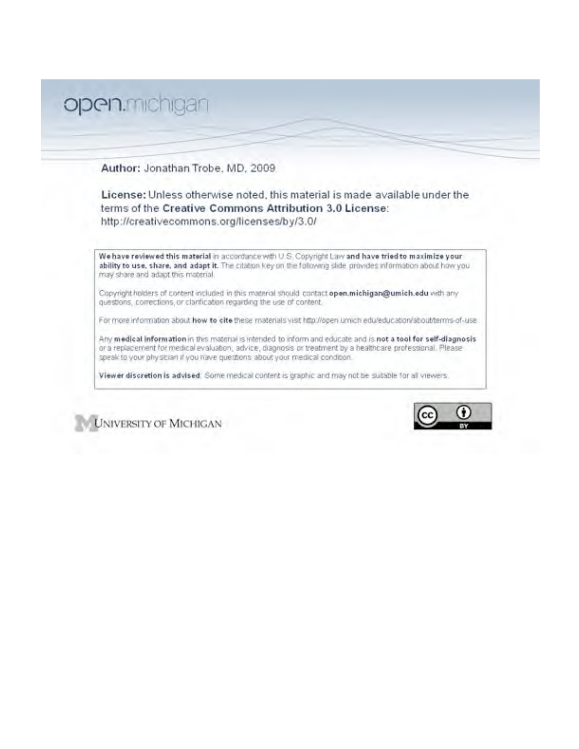open.michigan

**Author:** Jonathan Trobe, MD, 2009

**License:** Unless otherwise noted, this material is made available under the terms of the **Creative Commons Attribution 3.0 License**: http://creativecommons.org/licenses/by/3.0/

**We have reviewed this material** in accordance with U.S. Copyright Law **and have tried to maximize your ability to use, share, and adapt it.** The citation key on the following slide provides information about how you may share and adapt this material.

Copyright holders of content included in this material should contact **open.michigan@umich.edu** with any questions, corrections, or clarification regarding the use of content.

For more information about **how to cite** these materials visit http://open.umich.edu/education/about/terms-of-use.

Any **medical information** in this material is intended to inform and educate and is **not a tool for self-diagnosis** or a replacement for medical evaluation, advice, diagnosis or treatment by a healthcare professional. Please speak to your physician if you have questions about your medical condition.

**Viewer discretion is advised**: Some medical content is graphic and may not be suitable for all viewers.

UNIVERSITY OF MICHIGAN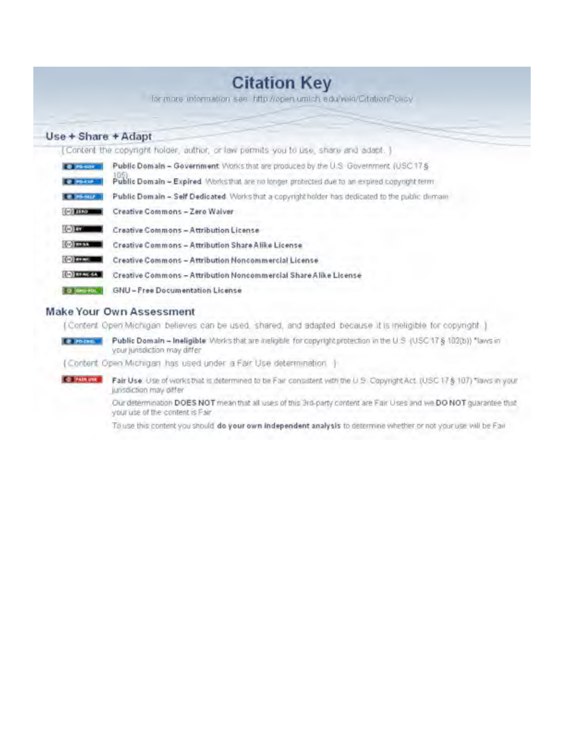# Citation Key

for more information see: http://open.umich.edu/wiki/CitationPolicy

## Use + Share + Adapt

{ Content the copyright holder, author, or law permits you to use, share and adapt. }

- **Public Domain – Government**: Works that are produced by the U.S. Government. (USC 17 § 105)
- **Public Domain – Expired**: Works that are no longer protected due to an expired copyright term.
- **Public Domain – Self Dedicated**: Works that a copyright holder has dedicated to the public domain.
- **Creative Commons – Zero Waiver**
- **Creative Commons – Attribution License**
- **Creative Commons – Attribution Share Alike License**
- **Creative Commons – Attribution Noncommercial License**
- **Creative Commons – Attribution Noncommercial Share Alike License**
- **GNU – Free Documentation License**

## Make Your Own Assessment

{ Content Open Michigan believes can be used, shared, and adapted because it is ineligible for copyright. }

- **Public Domain – Ineligible**: Works that are ineligible for copyright protection in the U.S. (USC 17 § 102(b)) *laws in your jurisdiction may differ

{ Content Open Michigan has used under a Fair Use determination. }

- **Fair Use**: Use of works that is determined to be Fair consistent with the U.S. Copyright Act. (USC 17 § 107) *laws in your jurisdiction may differ

  Our determination **DOES NOT** mean that all uses of this 3rd-party content are Fair Uses and we **DO NOT** guarantee that your use of the content is Fair.

  To use this content you should **do your own independent analysis** to determine whether or not your use will be Fair.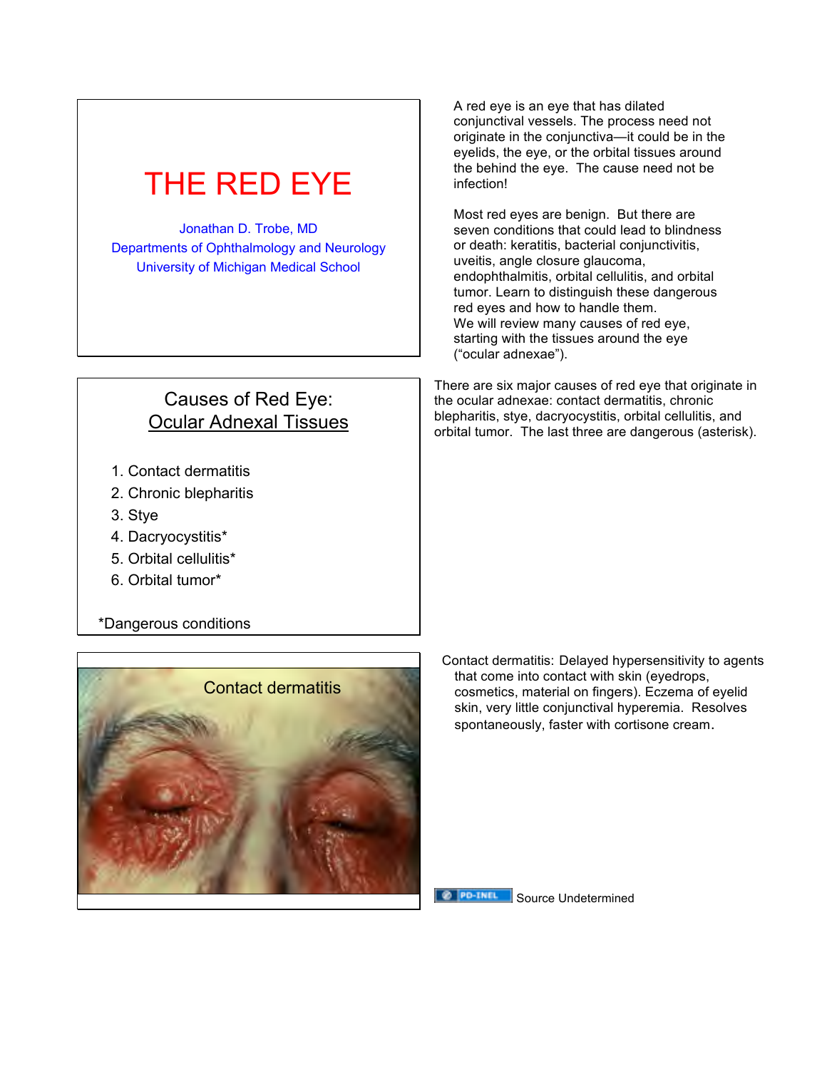# THE RED EYE

Jonathan D. Trobe, MD
Departments of Ophthalmology and Neurology
University of Michigan Medical School

A red eye is an eye that has dilated conjunctival vessels. The process need not originate in the conjunctiva—it could be in the eyelids, the eye, or the orbital tissues around the behind the eye. The cause need not be infection!

Most red eyes are benign. But there are seven conditions that could lead to blindness or death: keratitis, bacterial conjunctivitis, uveitis, angle closure glaucoma, endophthalmitis, orbital cellulitis, and orbital tumor. Learn to distinguish these dangerous red eyes and how to handle them.
We will review many causes of red eye, starting with the tissues around the eye ("ocular adnexae").

## Causes of Red Eye: Ocular Adnexal Tissues

1. Contact dermatitis
2. Chronic blepharitis
3. Stye
4. Dacryocystitis*
5. Orbital cellulitis*
6. Orbital tumor*

*Dangerous conditions

There are six major causes of red eye that originate in the ocular adnexae: contact dermatitis, chronic blepharitis, stye, dacryocystitis, orbital cellulitis, and orbital tumor. The last three are dangerous (asterisk).

## Contact dermatitis

Contact dermatitis: Delayed hypersensitivity to agents that come into contact with skin (eyedrops, cosmetics, material on fingers). Eczema of eyelid skin, very little conjunctival hyperemia. Resolves spontaneously, faster with cortisone cream.

PD-INEL Source Undetermined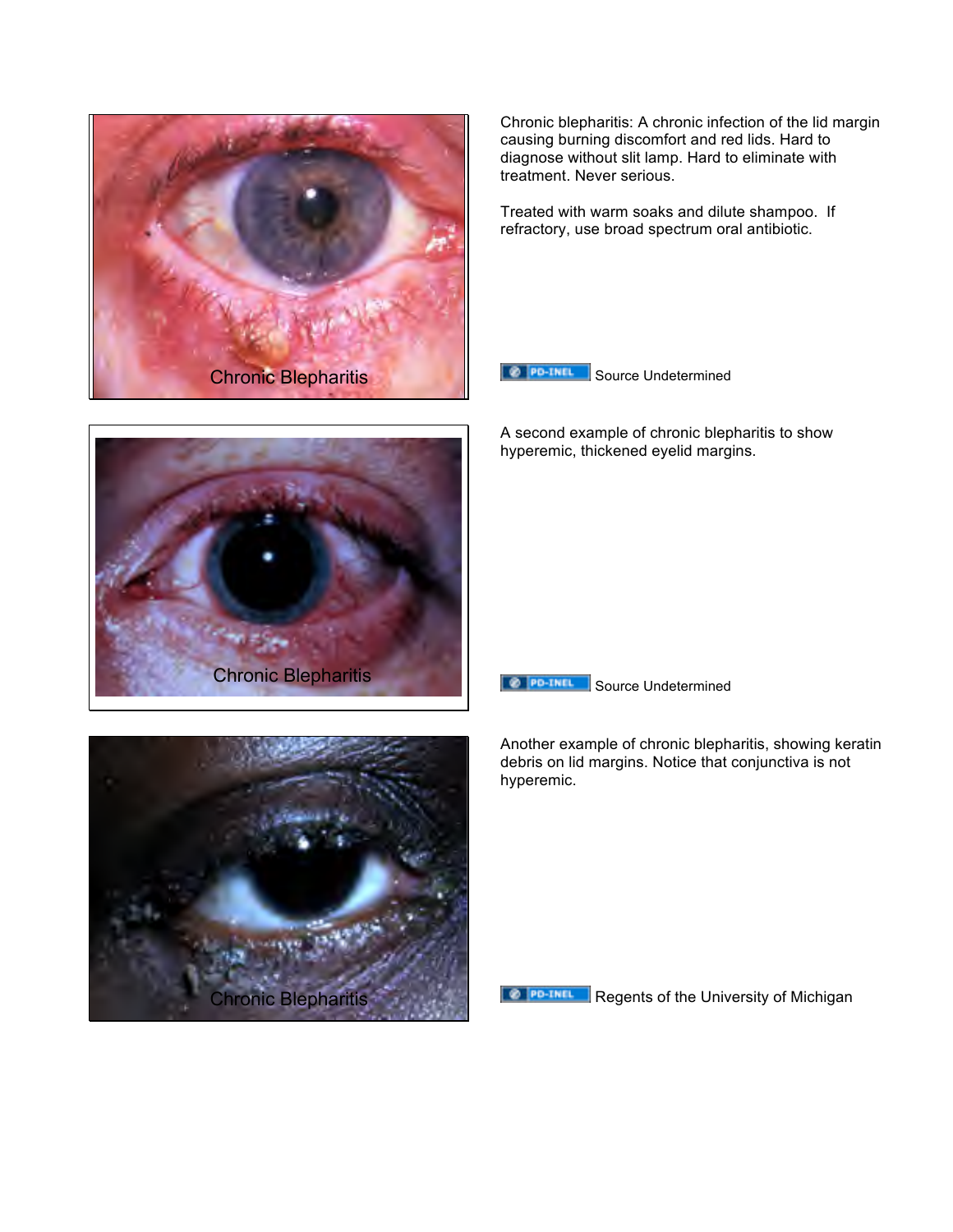Chronic blepharitis: A chronic infection of the lid margin causing burning discomfort and red lids. Hard to diagnose without slit lamp. Hard to eliminate with treatment. Never serious.

Treated with warm soaks and dilute shampoo. If refractory, use broad spectrum oral antibiotic.

PD-INEL Source Undetermined

A second example of chronic blepharitis to show hyperemic, thickened eyelid margins.

PD-INEL Source Undetermined

Another example of chronic blepharitis, showing keratin debris on lid margins. Notice that conjunctiva is not hyperemic.

PD-INEL Regents of the University of Michigan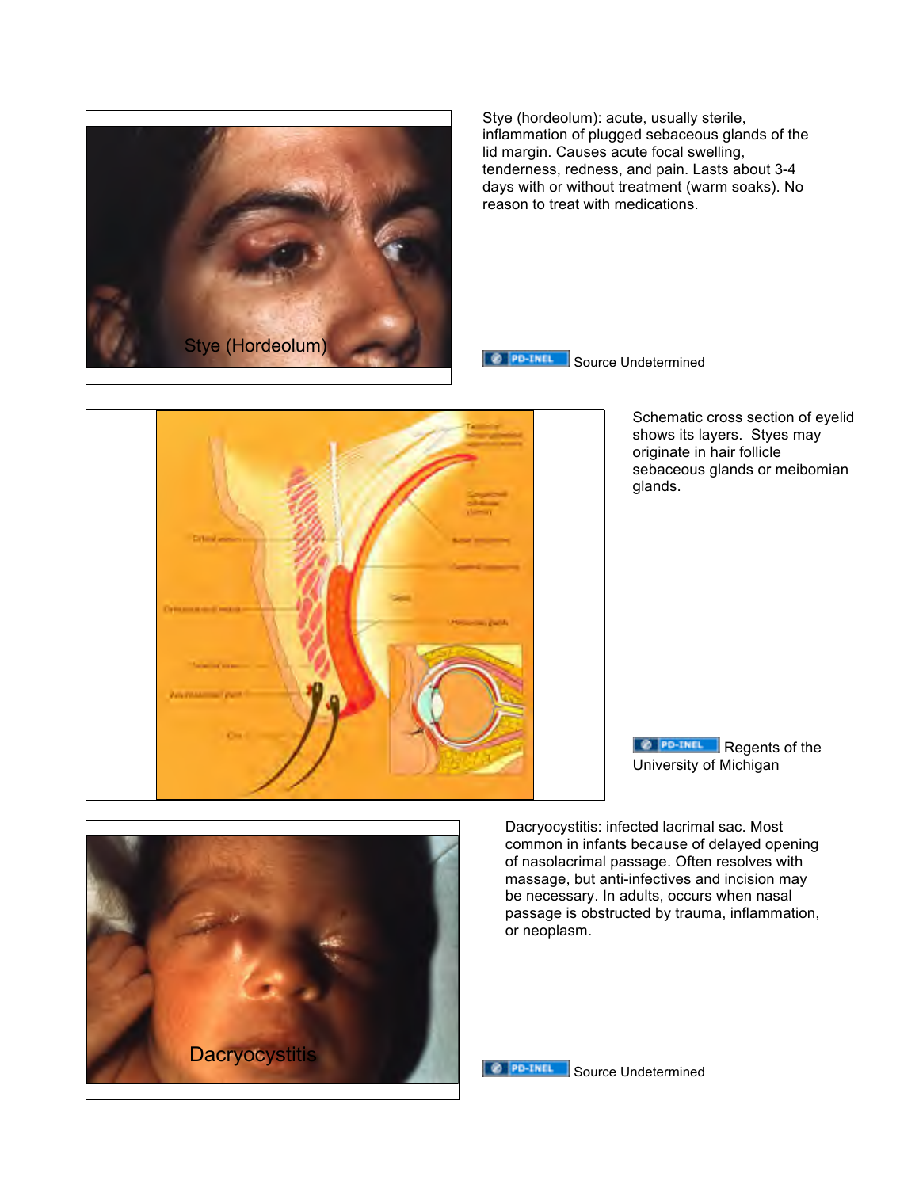Stye (Hordeolum)

Stye (hordeolum): acute, usually sterile, inflammation of plugged sebaceous glands of the lid margin. Causes acute focal swelling, tenderness, redness, and pain. Lasts about 3-4 days with or without treatment (warm soaks). No reason to treat with medications.

PD-INEL Source Undetermined

Schematic cross section of eyelid shows its layers. Styes may originate in hair follicle sebaceous glands or meibomian glands.

PD-INEL Regents of the University of Michigan

Dacryocystitis

Dacryocystitis: infected lacrimal sac. Most common in infants because of delayed opening of nasolacrimal passage. Often resolves with massage, but anti-infectives and incision may be necessary. In adults, occurs when nasal passage is obstructed by trauma, inflammation, or neoplasm.

PD-INEL Source Undetermined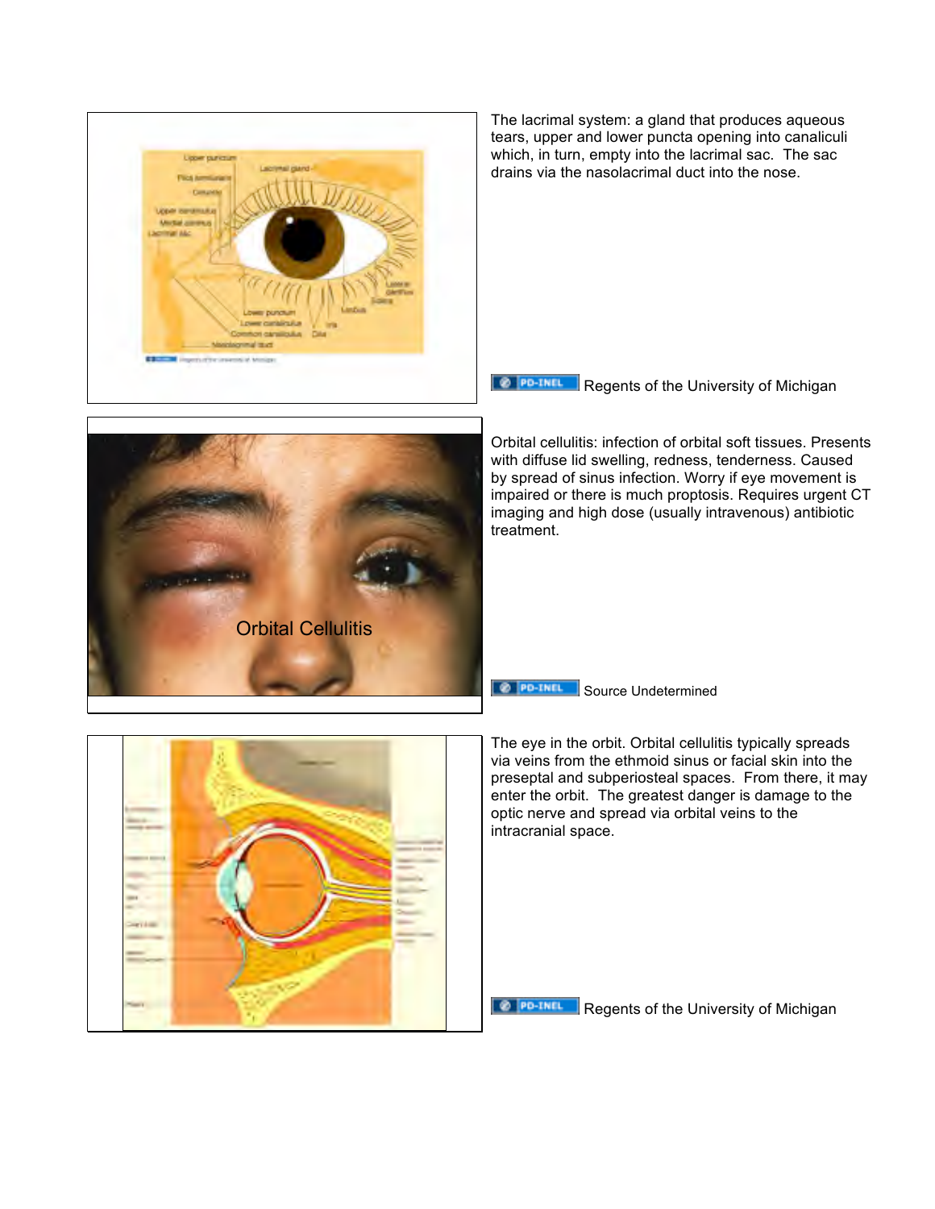The lacrimal system: a gland that produces aqueous tears, upper and lower puncta opening into canaliculi which, in turn, empty into the lacrimal sac. The sac drains via the nasolacrimal duct into the nose.

PD-INEL Regents of the University of Michigan

Orbital cellulitis: infection of orbital soft tissues. Presents with diffuse lid swelling, redness, tenderness. Caused by spread of sinus infection. Worry if eye movement is impaired or there is much proptosis. Requires urgent CT imaging and high dose (usually intravenous) antibiotic treatment.

PD-INEL Source Undetermined

The eye in the orbit. Orbital cellulitis typically spreads via veins from the ethmoid sinus or facial skin into the preseptal and subperiosteal spaces. From there, it may enter the orbit. The greatest danger is damage to the optic nerve and spread via orbital veins to the intracranial space.

PD-INEL Regents of the University of Michigan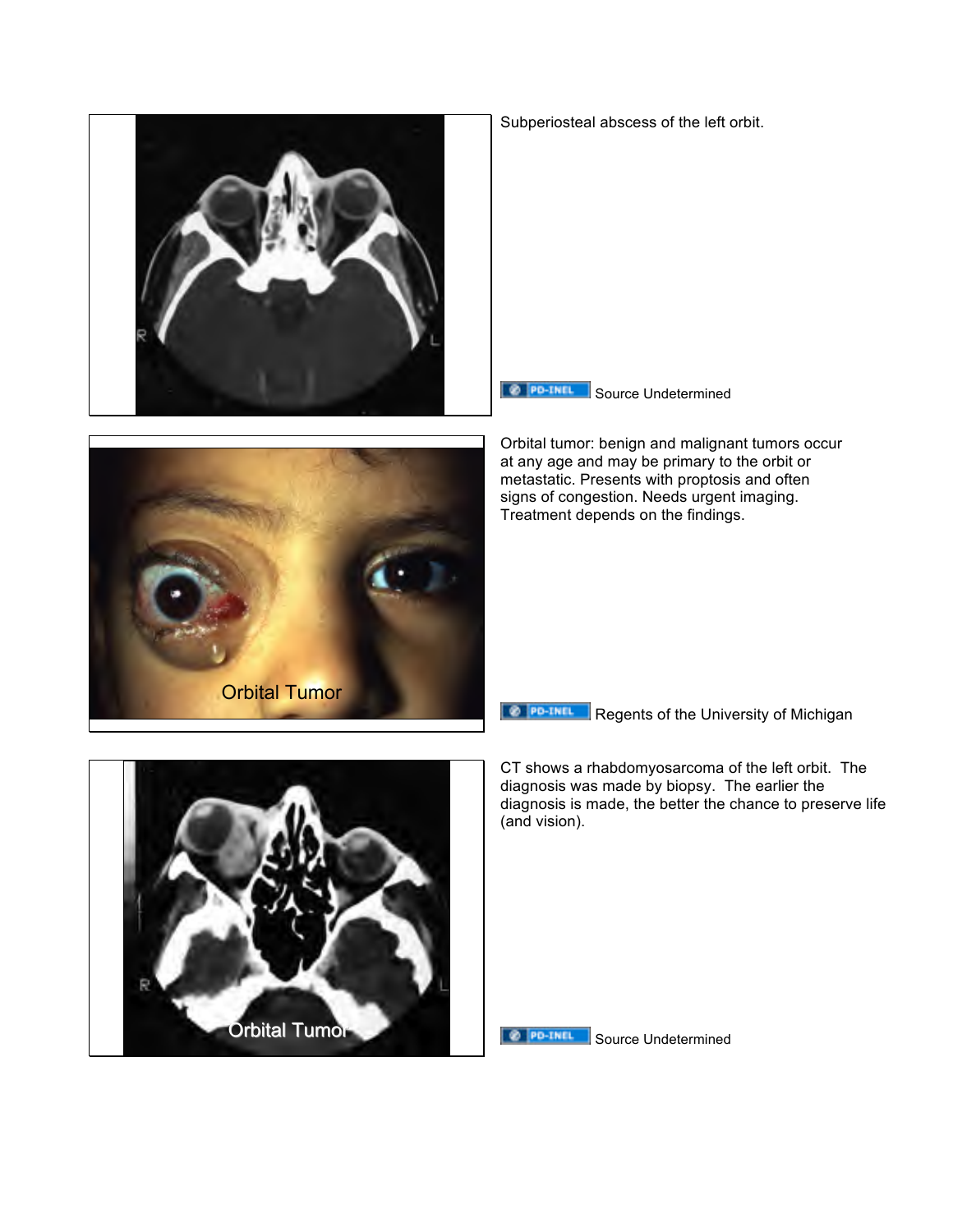Subperiosteal abscess of the left orbit.

PD-INEL Source Undetermined

Orbital tumor: benign and malignant tumors occur at any age and may be primary to the orbit or metastatic. Presents with proptosis and often signs of congestion. Needs urgent imaging. Treatment depends on the findings.

PD-INEL Regents of the University of Michigan

CT shows a rhabdomyosarcoma of the left orbit. The diagnosis was made by biopsy. The earlier the diagnosis is made, the better the chance to preserve life (and vision).

PD-INEL Source Undetermined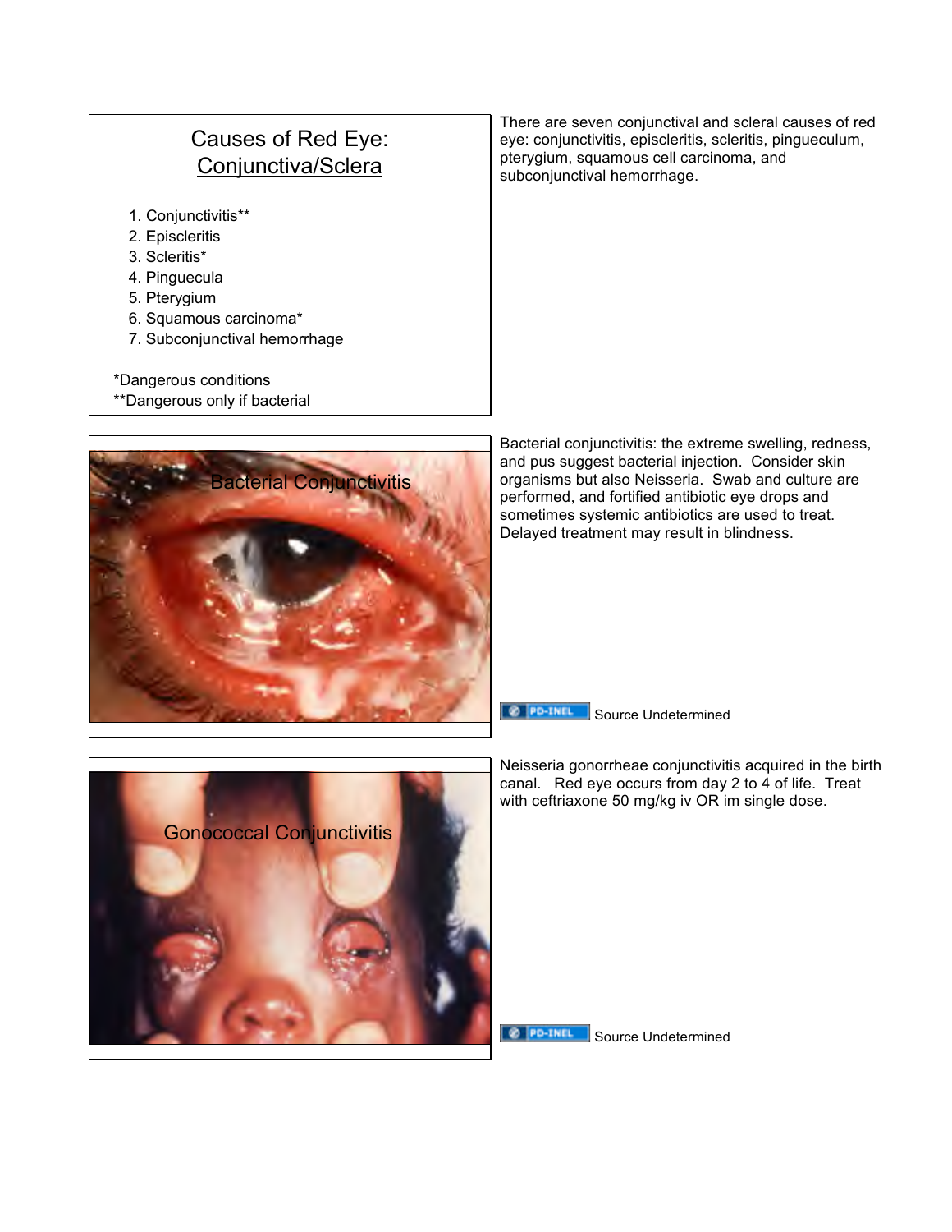## Causes of Red Eye: Conjunctiva/Sclera

1. Conjunctivitis**
2. Episcleritis
3. Scleritis*
4. Pinguecula
5. Pterygium
6. Squamous carcinoma*
7. Subconjunctival hemorrhage

*Dangerous conditions
**Dangerous only if bacterial

There are seven conjunctival and scleral causes of red eye: conjunctivitis, episcleritis, scleritis, pingueculum, pterygium, squamous cell carcinoma, and subconjunctival hemorrhage.

Bacterial Conjunctivitis

Bacterial conjunctivitis: the extreme swelling, redness, and pus suggest bacterial injection. Consider skin organisms but also Neisseria. Swab and culture are performed, and fortified antibiotic eye drops and sometimes systemic antibiotics are used to treat. Delayed treatment may result in blindness.

PD-INEL Source Undetermined

Gonococcal Conjunctivitis

Neisseria gonorrheae conjunctivitis acquired in the birth canal. Red eye occurs from day 2 to 4 of life. Treat with ceftriaxone 50 mg/kg iv OR im single dose.

PD-INEL Source Undetermined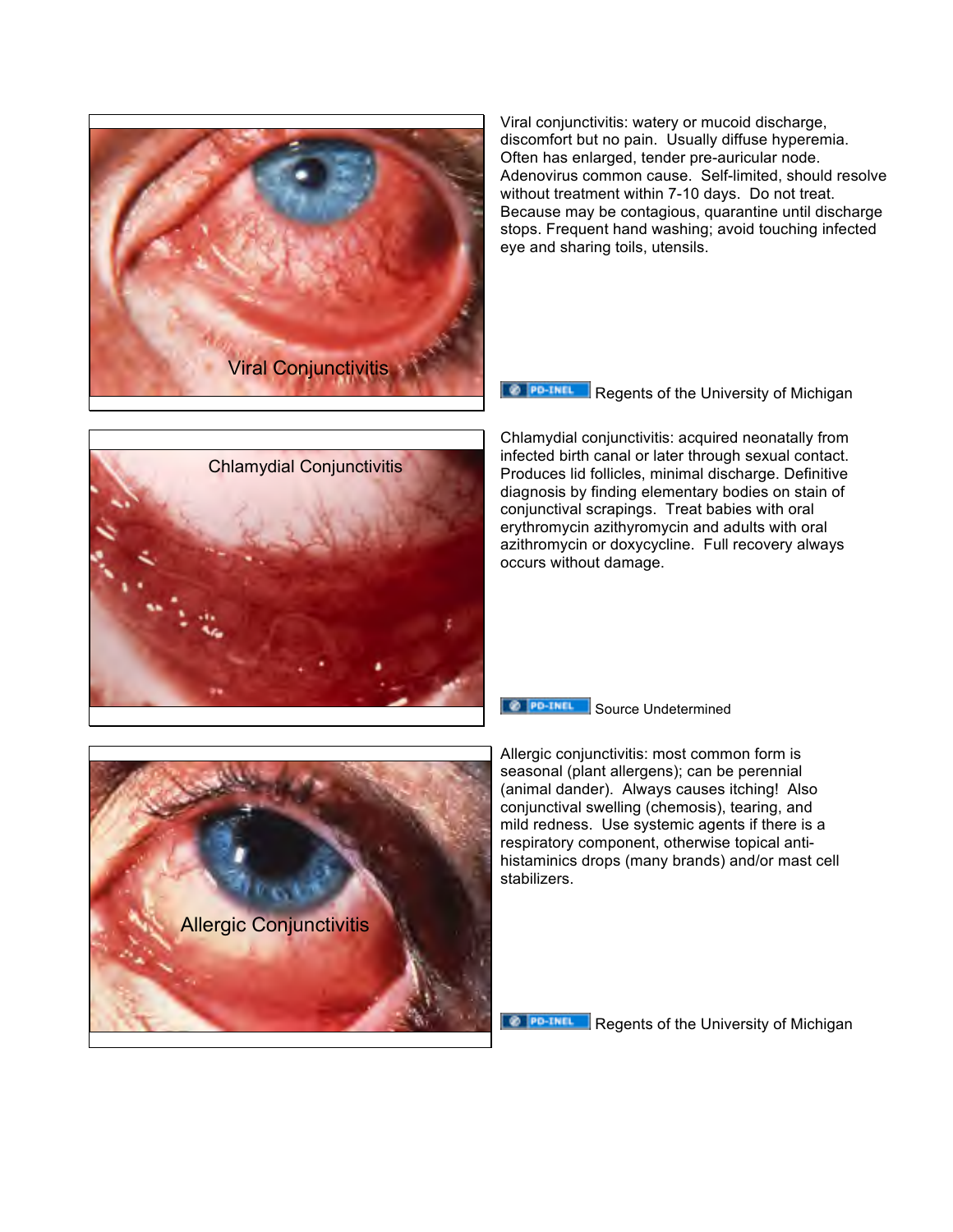Viral Conjunctivitis

Viral conjunctivitis: watery or mucoid discharge, discomfort but no pain. Usually diffuse hyperemia. Often has enlarged, tender pre-auricular node. Adenovirus common cause. Self-limited, should resolve without treatment within 7-10 days. Do not treat. Because may be contagious, quarantine until discharge stops. Frequent hand washing; avoid touching infected eye and sharing toils, utensils.

PD-INEL Regents of the University of Michigan

Chlamydial Conjunctivitis

Chlamydial conjunctivitis: acquired neonatally from infected birth canal or later through sexual contact. Produces lid follicles, minimal discharge. Definitive diagnosis by finding elementary bodies on stain of conjunctival scrapings. Treat babies with oral erythromycin azithyromycin and adults with oral azithromycin or doxycycline. Full recovery always occurs without damage.

PD-INEL Source Undetermined

Allergic Conjunctivitis

Allergic conjunctivitis: most common form is seasonal (plant allergens); can be perennial (animal dander). Always causes itching! Also conjunctival swelling (chemosis), tearing, and mild redness. Use systemic agents if there is a respiratory component, otherwise topical anti-histaminics drops (many brands) and/or mast cell stabilizers.

PD-INEL Regents of the University of Michigan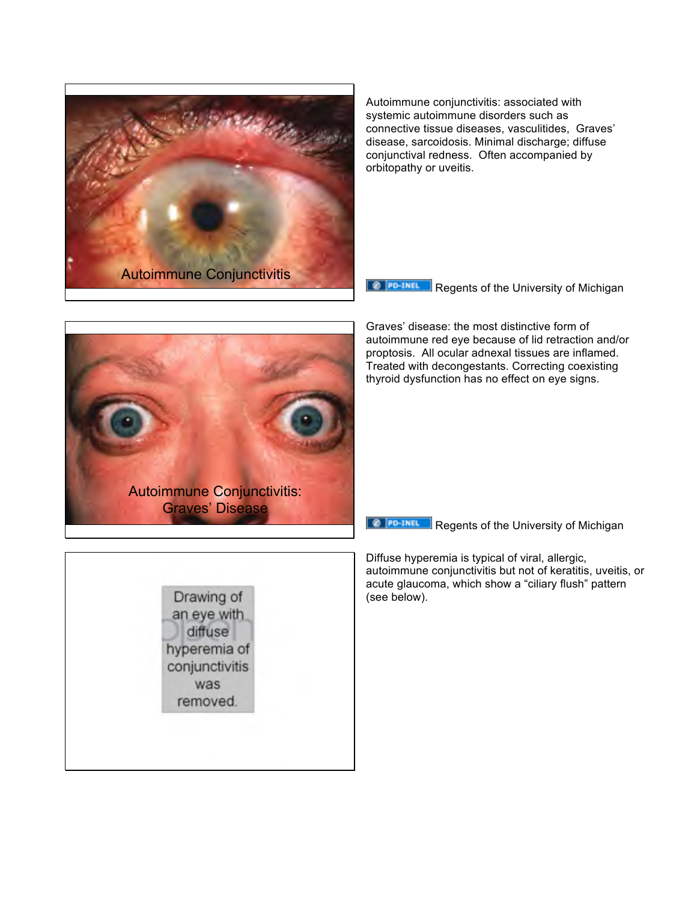Autoimmune Conjunctivitis

Autoimmune conjunctivitis: associated with systemic autoimmune disorders such as connective tissue diseases, vasculitides, Graves' disease, sarcoidosis. Minimal discharge; diffuse conjunctival redness. Often accompanied by orbitopathy or uveitis.

PD-INEL Regents of the University of Michigan

Autoimmune Conjunctivitis: Graves' Disease

Graves' disease: the most distinctive form of autoimmune red eye because of lid retraction and/or proptosis. All ocular adnexal tissues are inflamed. Treated with decongestants. Correcting coexisting thyroid dysfunction has no effect on eye signs.

PD-INEL Regents of the University of Michigan

Drawing of an eye with diffuse hyperemia of conjunctivitis was removed.

Diffuse hyperemia is typical of viral, allergic, autoimmune conjunctivitis but not of keratitis, uveitis, or acute glaucoma, which show a "ciliary flush" pattern (see below).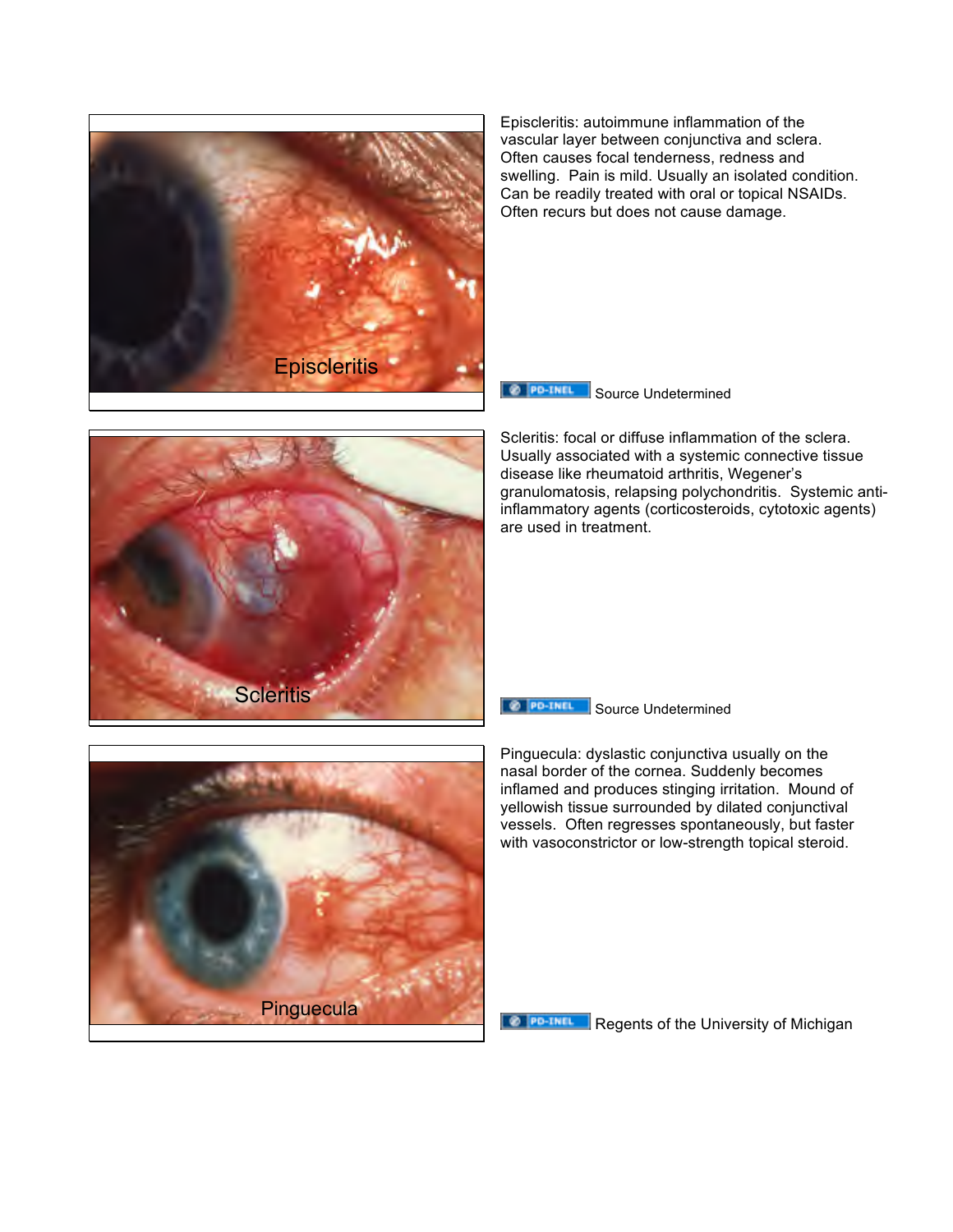Episcleritis

Episcleritis: autoimmune inflammation of the vascular layer between conjunctiva and sclera. Often causes focal tenderness, redness and swelling. Pain is mild. Usually an isolated condition. Can be readily treated with oral or topical NSAIDs. Often recurs but does not cause damage.

PD-INEL Source Undetermined

Scleritis

Scleritis: focal or diffuse inflammation of the sclera. Usually associated with a systemic connective tissue disease like rheumatoid arthritis, Wegener's granulomatosis, relapsing polychondritis. Systemic anti-inflammatory agents (corticosteroids, cytotoxic agents) are used in treatment.

PD-INEL Source Undetermined

Pinguecula

Pinguecula: dyslastic conjunctiva usually on the nasal border of the cornea. Suddenly becomes inflamed and produces stinging irritation. Mound of yellowish tissue surrounded by dilated conjunctival vessels. Often regresses spontaneously, but faster with vasoconstrictor or low-strength topical steroid.

PD-INEL Regents of the University of Michigan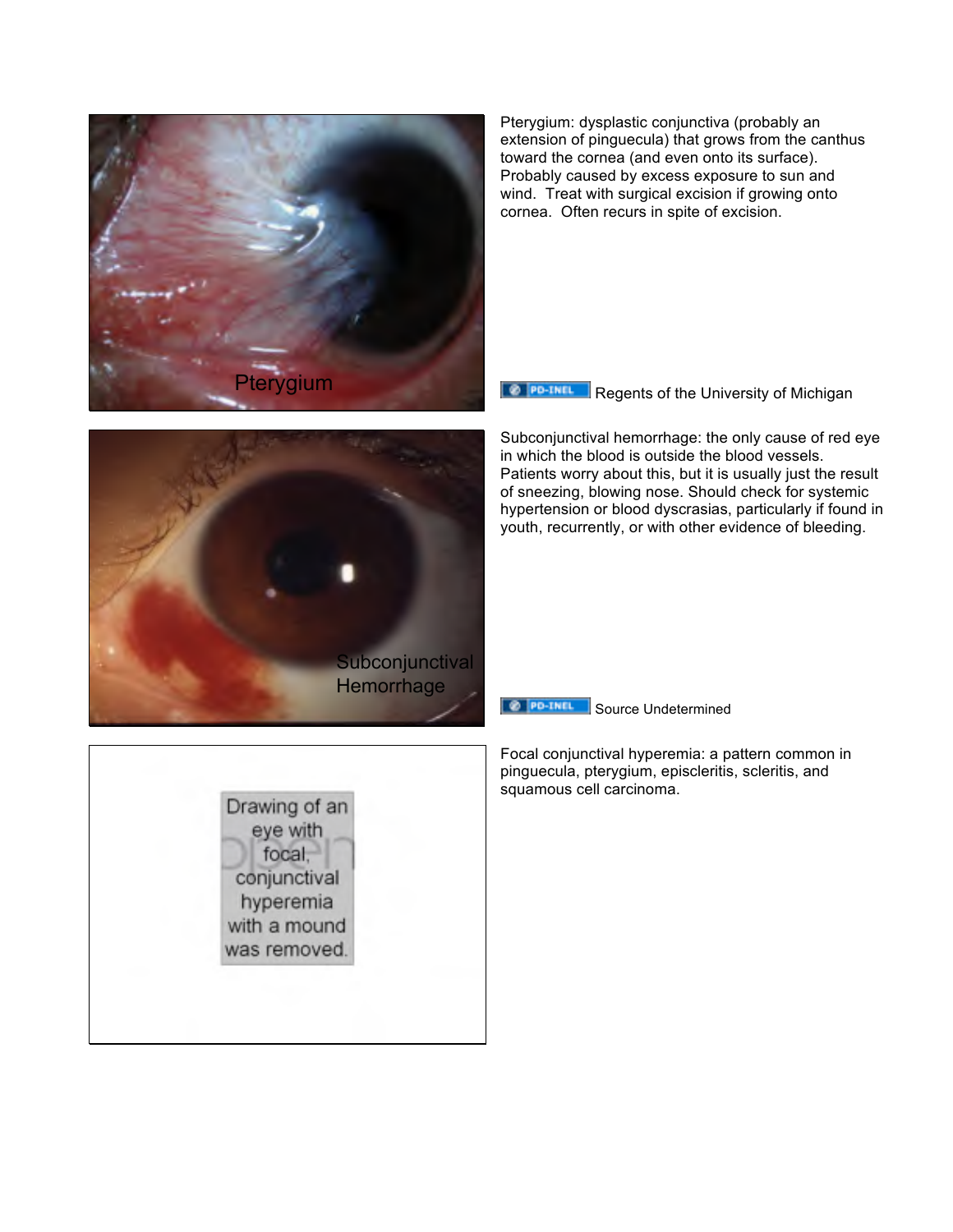Pterygium

Pterygium: dysplastic conjunctiva (probably an extension of pinguecula) that grows from the canthus toward the cornea (and even onto its surface). Probably caused by excess exposure to sun and wind. Treat with surgical excision if growing onto cornea. Often recurs in spite of excision.

PD-INEL Regents of the University of Michigan

Subconjunctival Hemorrhage

Subconjunctival hemorrhage: the only cause of red eye in which the blood is outside the blood vessels. Patients worry about this, but it is usually just the result of sneezing, blowing nose. Should check for systemic hypertension or blood dyscrasias, particularly if found in youth, recurrently, or with other evidence of bleeding.

PD-INEL Source Undetermined

Drawing of an eye with focal, conjunctival hyperemia with a mound was removed.

Focal conjunctival hyperemia: a pattern common in pinguecula, pterygium, episcleritis, scleritis, and squamous cell carcinoma.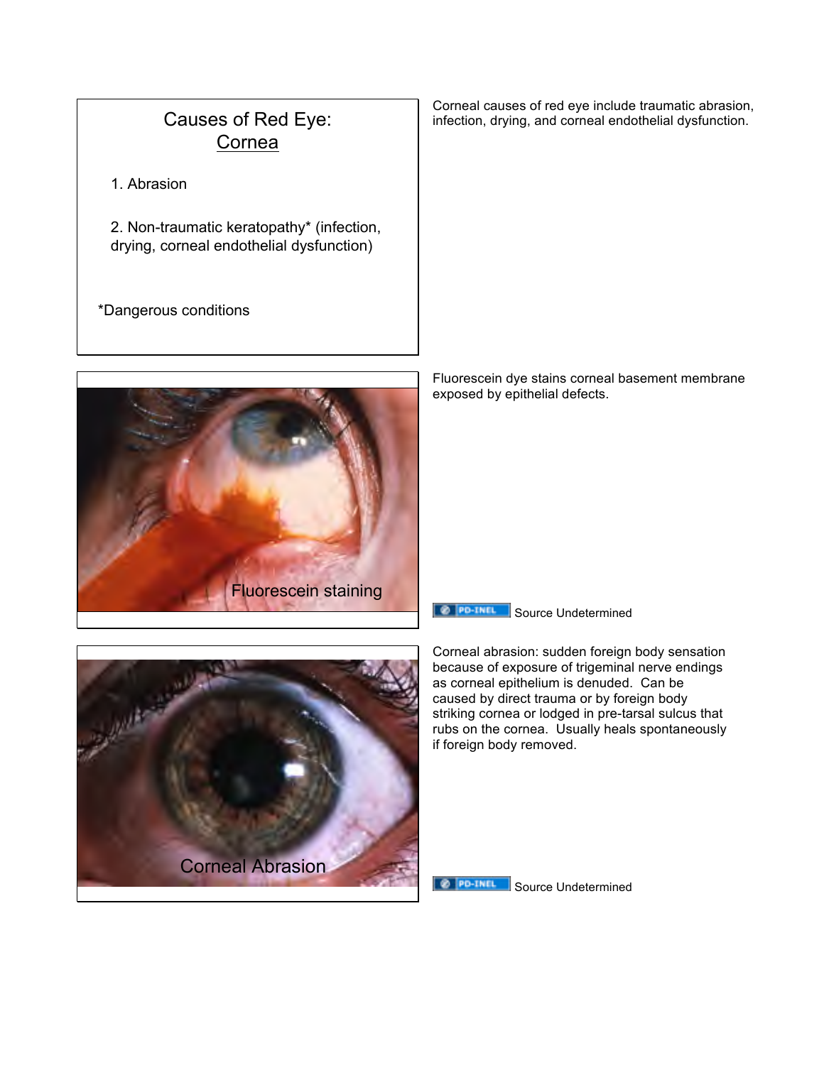## Causes of Red Eye: Cornea

1. Abrasion

2. Non-traumatic keratopathy* (infection, drying, corneal endothelial dysfunction)

*Dangerous conditions

Corneal causes of red eye include traumatic abrasion, infection, drying, and corneal endothelial dysfunction.

Fluorescein staining

Fluorescein dye stains corneal basement membrane exposed by epithelial defects.

PD-INEL Source Undetermined

Corneal Abrasion

Corneal abrasion: sudden foreign body sensation because of exposure of trigeminal nerve endings as corneal epithelium is denuded. Can be caused by direct trauma or by foreign body striking cornea or lodged in pre-tarsal sulcus that rubs on the cornea. Usually heals spontaneously if foreign body removed.

PD-INEL Source Undetermined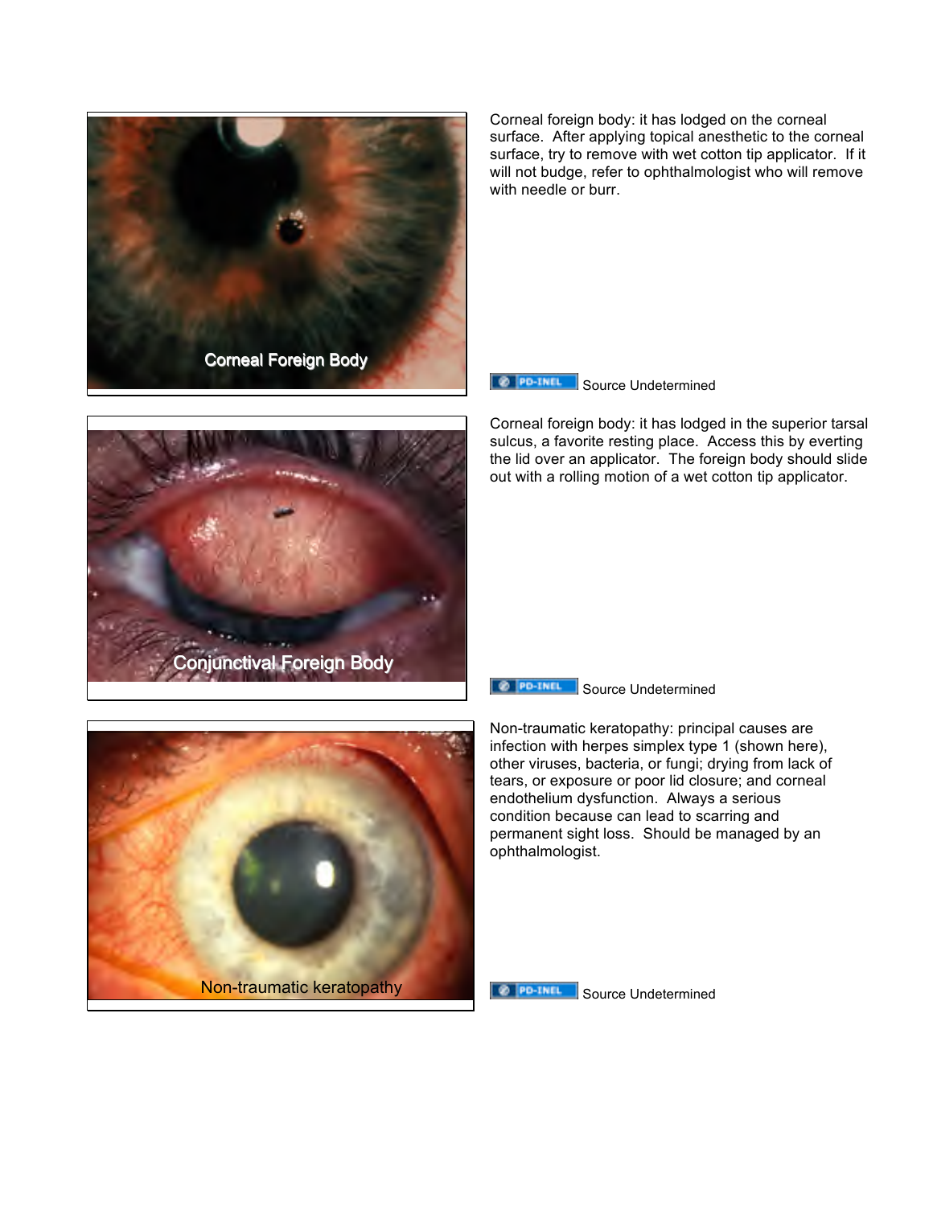Corneal Foreign Body

Corneal foreign body: it has lodged on the corneal surface. After applying topical anesthetic to the corneal surface, try to remove with wet cotton tip applicator. If it will not budge, refer to ophthalmologist who will remove with needle or burr.

PD-INEL Source Undetermined

Conjunctival Foreign Body

Corneal foreign body: it has lodged in the superior tarsal sulcus, a favorite resting place. Access this by everting the lid over an applicator. The foreign body should slide out with a rolling motion of a wet cotton tip applicator.

PD-INEL Source Undetermined

Non-traumatic keratopathy

Non-traumatic keratopathy: principal causes are infection with herpes simplex type 1 (shown here), other viruses, bacteria, or fungi; drying from lack of tears, or exposure or poor lid closure; and corneal endothelium dysfunction. Always a serious condition because can lead to scarring and permanent sight loss. Should be managed by an ophthalmologist.

PD-INEL Source Undetermined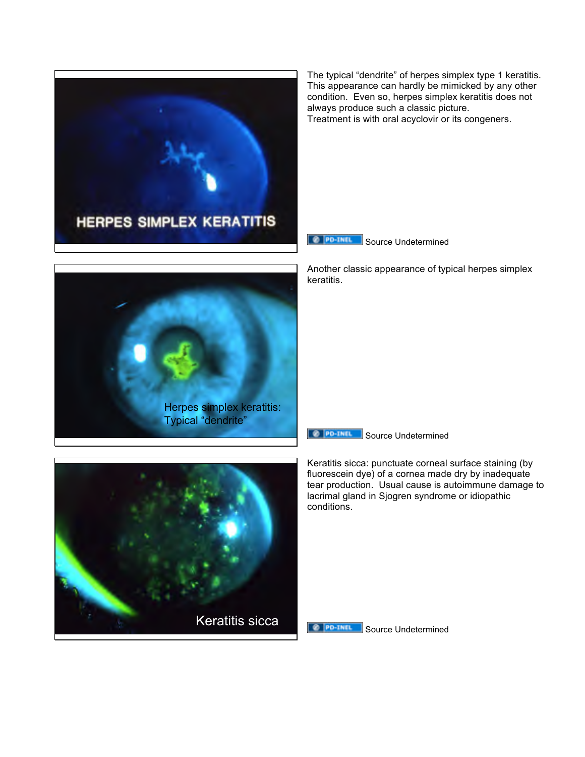The typical "dendrite" of herpes simplex type 1 keratitis. This appearance can hardly be mimicked by any other condition. Even so, herpes simplex keratitis does not always produce such a classic picture.
Treatment is with oral acyclovir or its congeners.

PD-INEL Source Undetermined

Another classic appearance of typical herpes simplex keratitis.

PD-INEL Source Undetermined

Keratitis sicca: punctuate corneal surface staining (by fluorescein dye) of a cornea made dry by inadequate tear production. Usual cause is autoimmune damage to lacrimal gland in Sjogren syndrome or idiopathic conditions.

PD-INEL Source Undetermined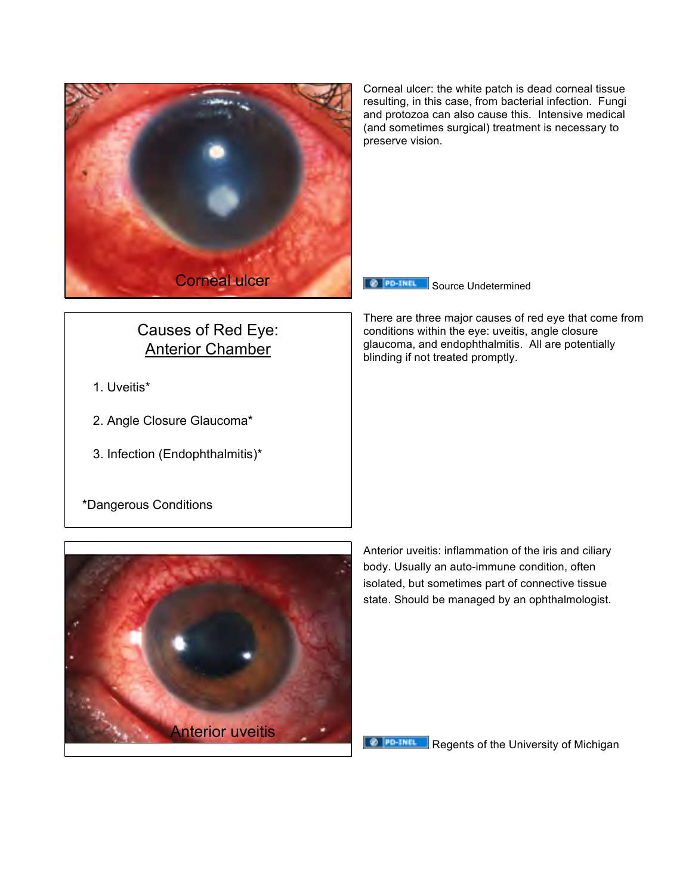Corneal ulcer

Corneal ulcer: the white patch is dead corneal tissue resulting, in this case, from bacterial infection. Fungi and protozoa can also cause this. Intensive medical (and sometimes surgical) treatment is necessary to preserve vision.

PD-INEL Source Undetermined

## Causes of Red Eye: Anterior Chamber

1. Uveitis*
2. Angle Closure Glaucoma*
3. Infection (Endophthalmitis)*

*Dangerous Conditions

There are three major causes of red eye that come from conditions within the eye: uveitis, angle closure glaucoma, and endophthalmitis. All are potentially blinding if not treated promptly.

Anterior uveitis

Anterior uveitis: inflammation of the iris and ciliary body. Usually an auto-immune condition, often isolated, but sometimes part of connective tissue state. Should be managed by an ophthalmologist.

PD-INEL Regents of the University of Michigan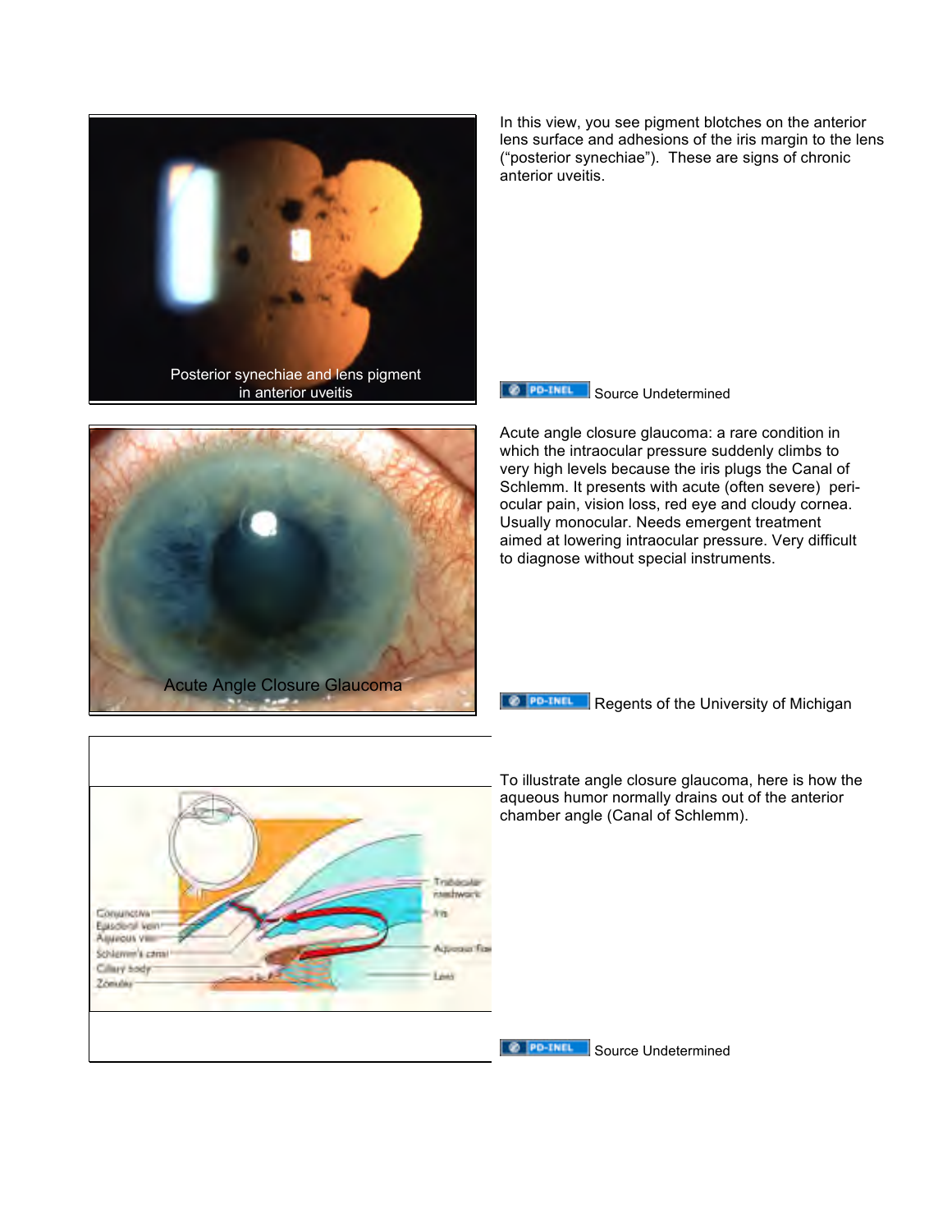Posterior synechiae and lens pigment in anterior uveitis

In this view, you see pigment blotches on the anterior lens surface and adhesions of the iris margin to the lens ("posterior synechiae"). These are signs of chronic anterior uveitis.

PD-INEL Source Undetermined

Acute Angle Closure Glaucoma

Acute angle closure glaucoma: a rare condition in which the intraocular pressure suddenly climbs to very high levels because the iris plugs the Canal of Schlemm. It presents with acute (often severe) peri-ocular pain, vision loss, red eye and cloudy cornea. Usually monocular. Needs emergent treatment aimed at lowering intraocular pressure. Very difficult to diagnose without special instruments.

PD-INEL Regents of the University of Michigan

To illustrate angle closure glaucoma, here is how the aqueous humor normally drains out of the anterior chamber angle (Canal of Schlemm).

PD-INEL Source Undetermined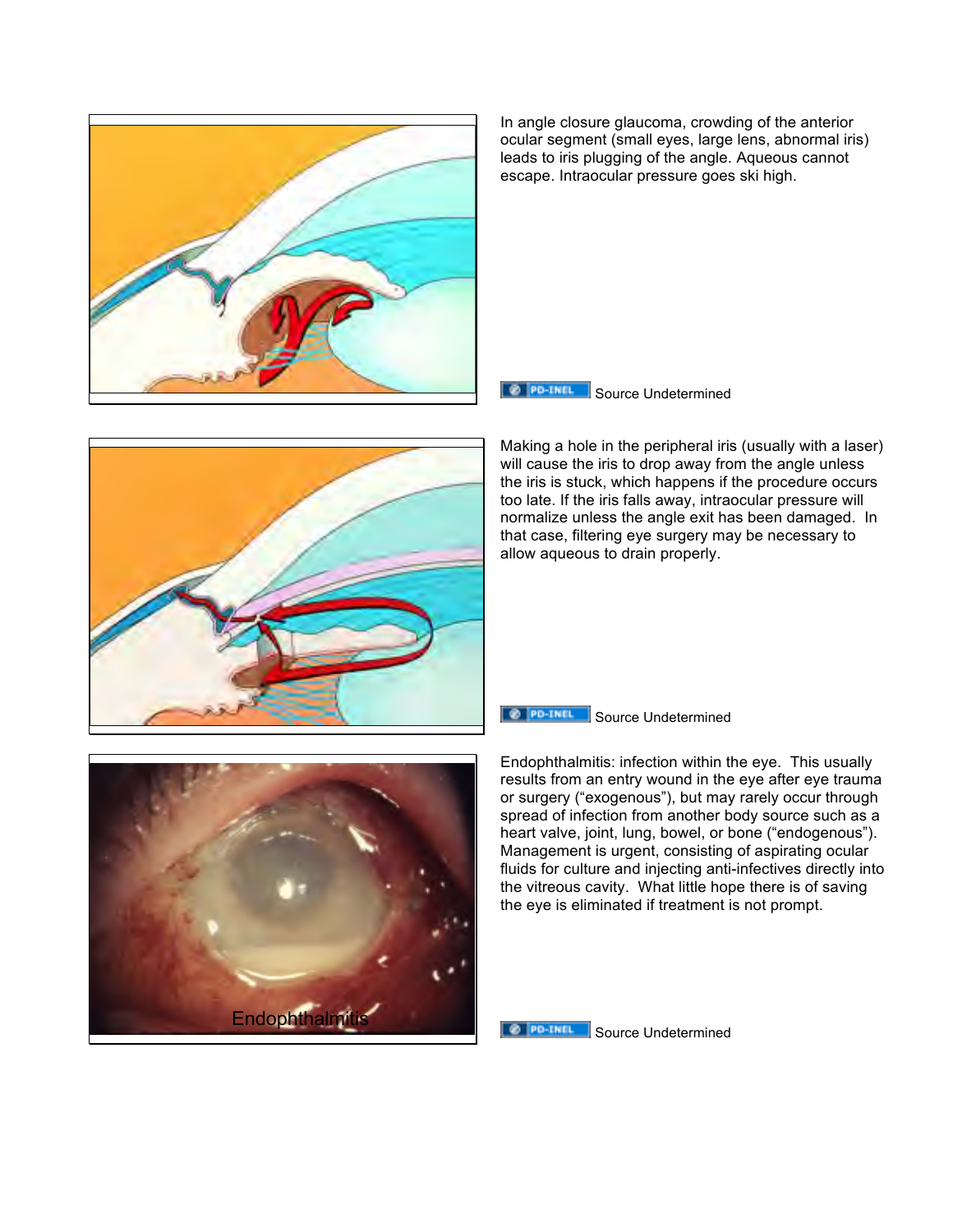In angle closure glaucoma, crowding of the anterior ocular segment (small eyes, large lens, abnormal iris) leads to iris plugging of the angle. Aqueous cannot escape. Intraocular pressure goes ski high.

PD-INEL Source Undetermined

Making a hole in the peripheral iris (usually with a laser) will cause the iris to drop away from the angle unless the iris is stuck, which happens if the procedure occurs too late. If the iris falls away, intraocular pressure will normalize unless the angle exit has been damaged. In that case, filtering eye surgery may be necessary to allow aqueous to drain properly.

PD-INEL Source Undetermined

Endophthalmitis

Endophthalmitis: infection within the eye. This usually results from an entry wound in the eye after eye trauma or surgery ("exogenous"), but may rarely occur through spread of infection from another body source such as a heart valve, joint, lung, bowel, or bone ("endogenous"). Management is urgent, consisting of aspirating ocular fluids for culture and injecting anti-infectives directly into the vitreous cavity. What little hope there is of saving the eye is eliminated if treatment is not prompt.

PD-INEL Source Undetermined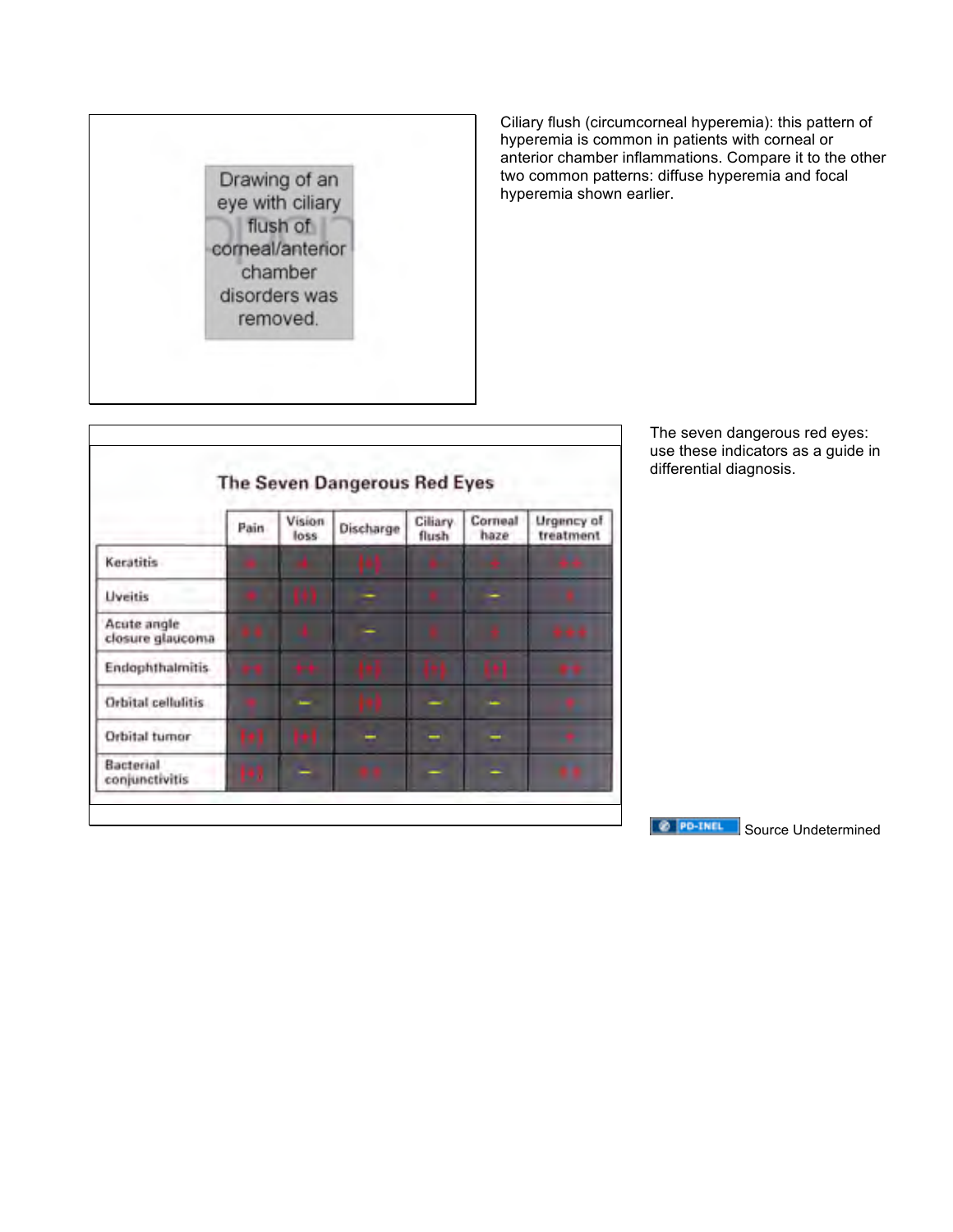Drawing of an eye with ciliary flush of corneal/anterior chamber disorders was removed.

Ciliary flush (circumcorneal hyperemia): this pattern of hyperemia is common in patients with corneal or anterior chamber inflammations. Compare it to the other two common patterns: diffuse hyperemia and focal hyperemia shown earlier.

**The Seven Dangerous Red Eyes**

| | Pain | Vision loss | Discharge | Ciliary flush | Corneal haze | Urgency of treatment |
|---|---|---|---|---|---|---|
| Keratitis | + | + | (+) | + | + | ++ |
| Uveitis | + | (+) | – | + | – | + |
| Acute angle closure glaucoma | ++ | + | – | + | + | +++ |
| Endophthalmitis | ++ | ++ | (+) | (+) | (+) | ++ |
| Orbital cellulitis | + | – | (+) | – | – | + |
| Orbital tumor | (+) | (+) | – | – | – | + |
| Bacterial conjunctivitis | (+) | – | ++ | – | – | ++ |

The seven dangerous red eyes: use these indicators as a guide in differential diagnosis.

PD-INEL Source Undetermined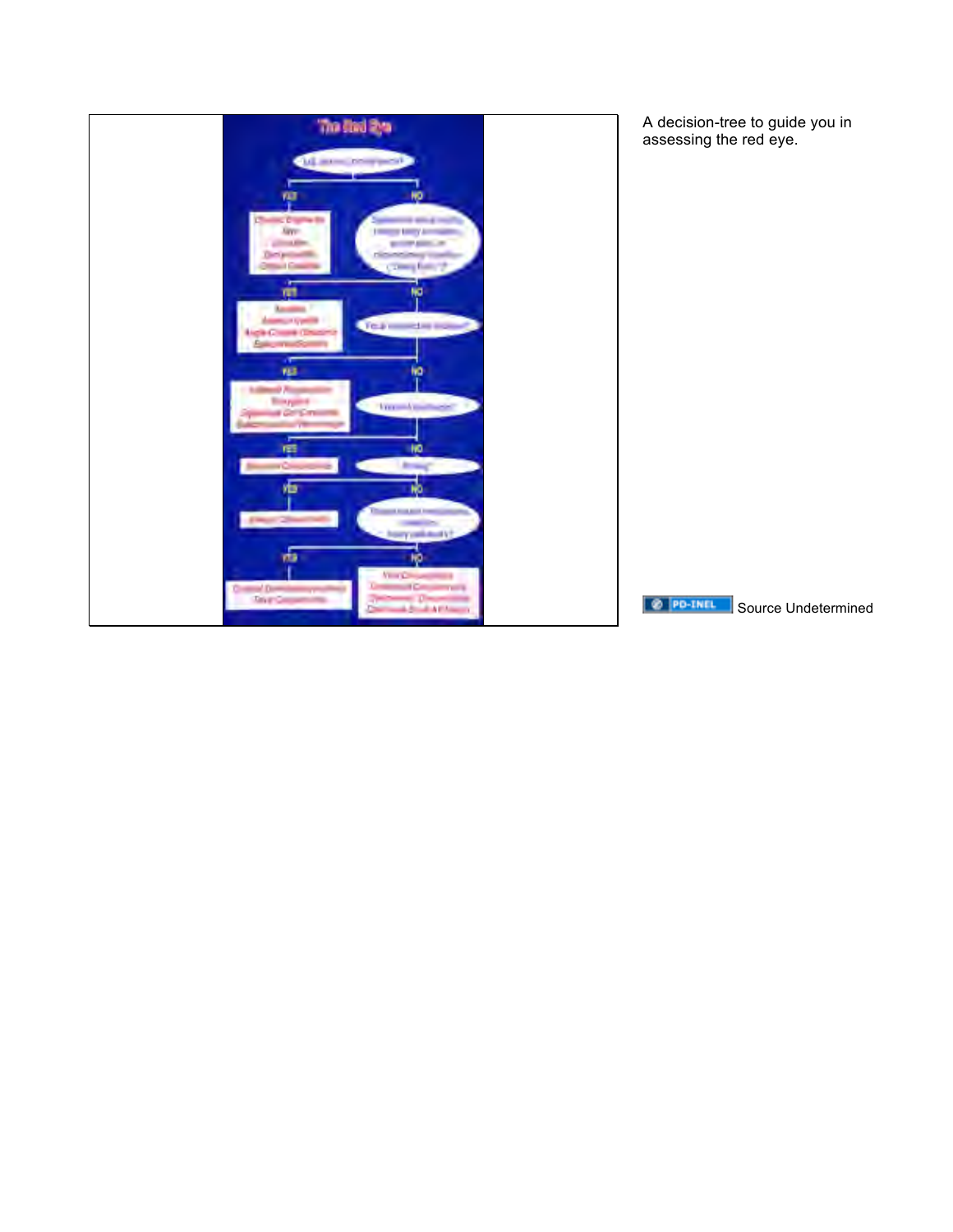A decision-tree to guide you in assessing the red eye.

PD-INEL Source Undetermined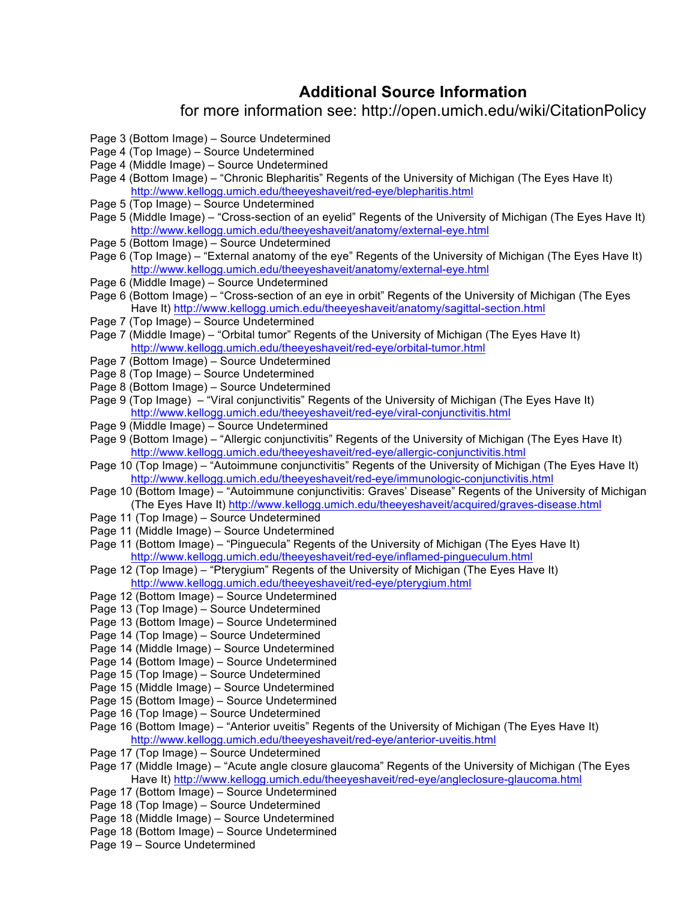## Additional Source Information

for more information see: http://open.umich.edu/wiki/CitationPolicy

Page 3 (Bottom Image) – Source Undetermined
Page 4 (Top Image) – Source Undetermined
Page 4 (Middle Image) – Source Undetermined
Page 4 (Bottom Image) – "Chronic Blepharitis" Regents of the University of Michigan (The Eyes Have It) http://www.kellogg.umich.edu/theeyeshaveit/red-eye/blepharitis.html
Page 5 (Top Image) – Source Undetermined
Page 5 (Middle Image) – "Cross-section of an eyelid" Regents of the University of Michigan (The Eyes Have It) http://www.kellogg.umich.edu/theeyeshaveit/anatomy/external-eye.html
Page 5 (Bottom Image) – Source Undetermined
Page 6 (Top Image) – "External anatomy of the eye" Regents of the University of Michigan (The Eyes Have It) http://www.kellogg.umich.edu/theeyeshaveit/anatomy/external-eye.html
Page 6 (Middle Image) – Source Undetermined
Page 6 (Bottom Image) – "Cross-section of an eye in orbit" Regents of the University of Michigan (The Eyes Have It) http://www.kellogg.umich.edu/theeyeshaveit/anatomy/sagittal-section.html
Page 7 (Top Image) – Source Undetermined
Page 7 (Middle Image) – "Orbital tumor" Regents of the University of Michigan (The Eyes Have It) http://www.kellogg.umich.edu/theeyeshaveit/red-eye/orbital-tumor.html
Page 7 (Bottom Image) – Source Undetermined
Page 8 (Top Image) – Source Undetermined
Page 8 (Bottom Image) – Source Undetermined
Page 9 (Top Image) – "Viral conjunctivitis" Regents of the University of Michigan (The Eyes Have It) http://www.kellogg.umich.edu/theeyeshaveit/red-eye/viral-conjunctivitis.html
Page 9 (Middle Image) – Source Undetermined
Page 9 (Bottom Image) – "Allergic conjunctivitis" Regents of the University of Michigan (The Eyes Have It) http://www.kellogg.umich.edu/theeyeshaveit/red-eye/allergic-conjunctivitis.html
Page 10 (Top Image) – "Autoimmune conjunctivitis" Regents of the University of Michigan (The Eyes Have It) http://www.kellogg.umich.edu/theeyeshaveit/red-eye/immunologic-conjunctivitis.html
Page 10 (Bottom Image) – "Autoimmune conjunctivitis: Graves' Disease" Regents of the University of Michigan (The Eyes Have It) http://www.kellogg.umich.edu/theeyeshaveit/acquired/graves-disease.html
Page 11 (Top Image) – Source Undetermined
Page 11 (Middle Image) – Source Undetermined
Page 11 (Bottom Image) – "Pinguecula" Regents of the University of Michigan (The Eyes Have It) http://www.kellogg.umich.edu/theeyeshaveit/red-eye/inflamed-pingueculum.html
Page 12 (Top Image) – "Pterygium" Regents of the University of Michigan (The Eyes Have It) http://www.kellogg.umich.edu/theeyeshaveit/red-eye/pterygium.html
Page 12 (Bottom Image) – Source Undetermined
Page 13 (Top Image) – Source Undetermined
Page 13 (Bottom Image) – Source Undetermined
Page 14 (Top Image) – Source Undetermined
Page 14 (Middle Image) – Source Undetermined
Page 14 (Bottom Image) – Source Undetermined
Page 15 (Top Image) – Source Undetermined
Page 15 (Middle Image) – Source Undetermined
Page 15 (Bottom Image) – Source Undetermined
Page 16 (Top Image) – Source Undetermined
Page 16 (Bottom Image) – "Anterior uveitis" Regents of the University of Michigan (The Eyes Have It) http://www.kellogg.umich.edu/theeyeshaveit/red-eye/anterior-uveitis.html
Page 17 (Top Image) – Source Undetermined
Page 17 (Middle Image) – "Acute angle closure glaucoma" Regents of the University of Michigan (The Eyes Have It) http://www.kellogg.umich.edu/theeyeshaveit/red-eye/angleclosure-glaucoma.html
Page 17 (Bottom Image) – Source Undetermined
Page 18 (Top Image) – Source Undetermined
Page 18 (Middle Image) – Source Undetermined
Page 18 (Bottom Image) – Source Undetermined
Page 19 – Source Undetermined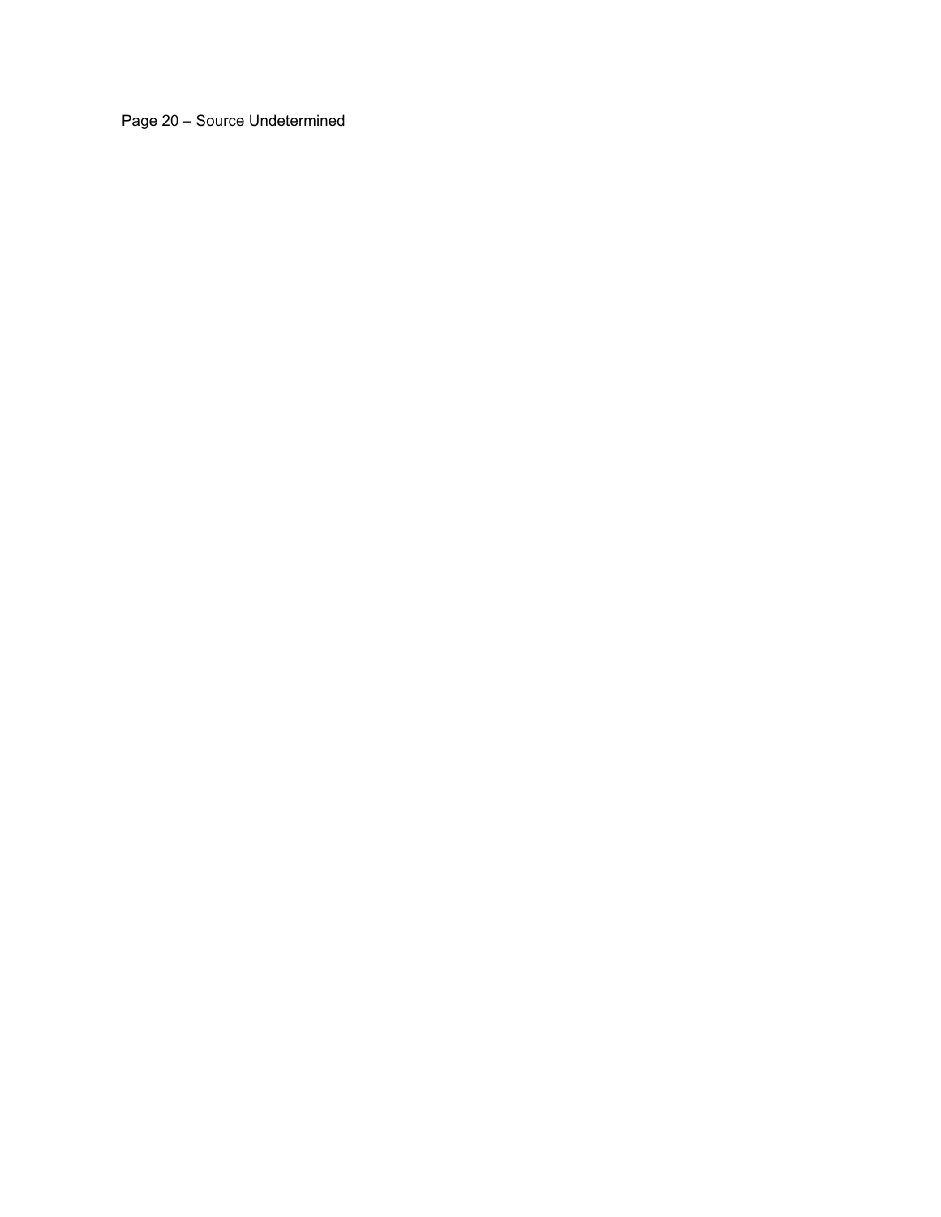Page 20 – Source Undetermined